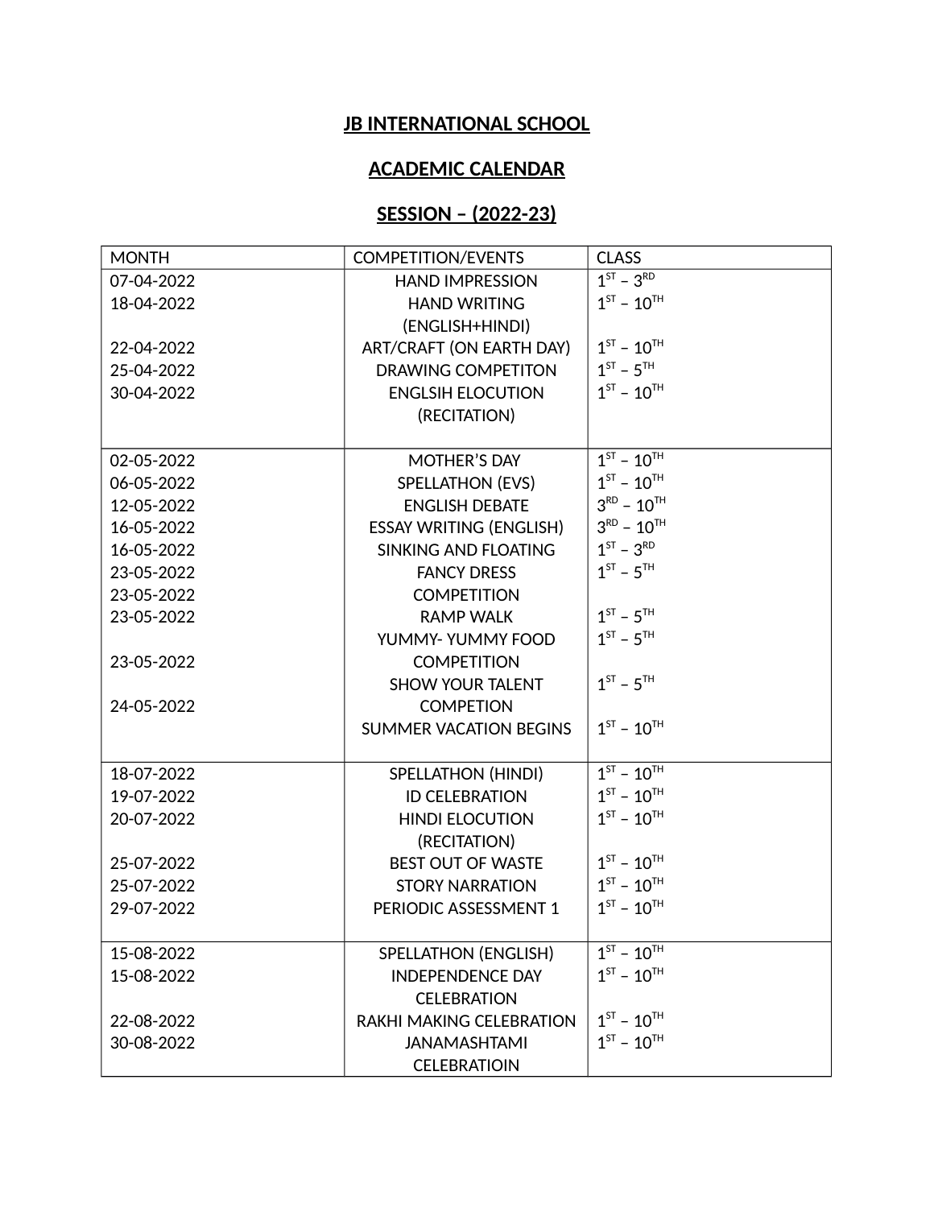# JB INTERNATIONAL SCHOOL

## ACADEMIC CALENDAR

## SESSION – (2022-23)

| MONTH | COMPETITION/EVENTS | CLASS |
|---|---|---|
| 07-04-2022 | HAND IMPRESSION | 1ST – 3RD |
| 18-04-2022 | HAND WRITING (ENGLISH+HINDI) | 1ST – 10TH |
| 22-04-2022 | ART/CRAFT (ON EARTH DAY) | 1ST – 10TH |
| 25-04-2022 | DRAWING COMPETITON | 1ST – 5TH |
| 30-04-2022 | ENGLSIH ELOCUTION (RECITATION) | 1ST – 10TH |
| 02-05-2022 | MOTHER'S DAY | 1ST – 10TH |
| 06-05-2022 | SPELLATHON (EVS) | 1ST – 10TH |
| 12-05-2022 | ENGLISH DEBATE | 3RD – 10TH |
| 16-05-2022 | ESSAY WRITING (ENGLISH) | 3RD – 10TH |
| 16-05-2022 | SINKING AND FLOATING | 1ST – 3RD |
| 23-05-2022 | FANCY DRESS COMPETITION | 1ST – 5TH |
| 23-05-2022 | RAMP WALK | 1ST – 5TH |
| 23-05-2022 | YUMMY- YUMMY FOOD COMPETITION | 1ST – 5TH |
| 23-05-2022 | SHOW YOUR TALENT COMPETION | 1ST – 5TH |
| 24-05-2022 | SUMMER VACATION BEGINS | 1ST – 10TH |
| 18-07-2022 | SPELLATHON (HINDI) | 1ST – 10TH |
| 19-07-2022 | ID CELEBRATION | 1ST – 10TH |
| 20-07-2022 | HINDI ELOCUTION (RECITATION) | 1ST – 10TH |
| 25-07-2022 | BEST OUT OF WASTE | 1ST – 10TH |
| 25-07-2022 | STORY NARRATION | 1ST – 10TH |
| 29-07-2022 | PERIODIC ASSESSMENT 1 | 1ST – 10TH |
| 15-08-2022 | SPELLATHON (ENGLISH) | 1ST – 10TH |
| 15-08-2022 | INDEPENDENCE DAY CELEBRATION | 1ST – 10TH |
| 22-08-2022 | RAKHI MAKING CELEBRATION | 1ST – 10TH |
| 30-08-2022 | JANAMASHTAMI CELEBRATIOIN | 1ST – 10TH |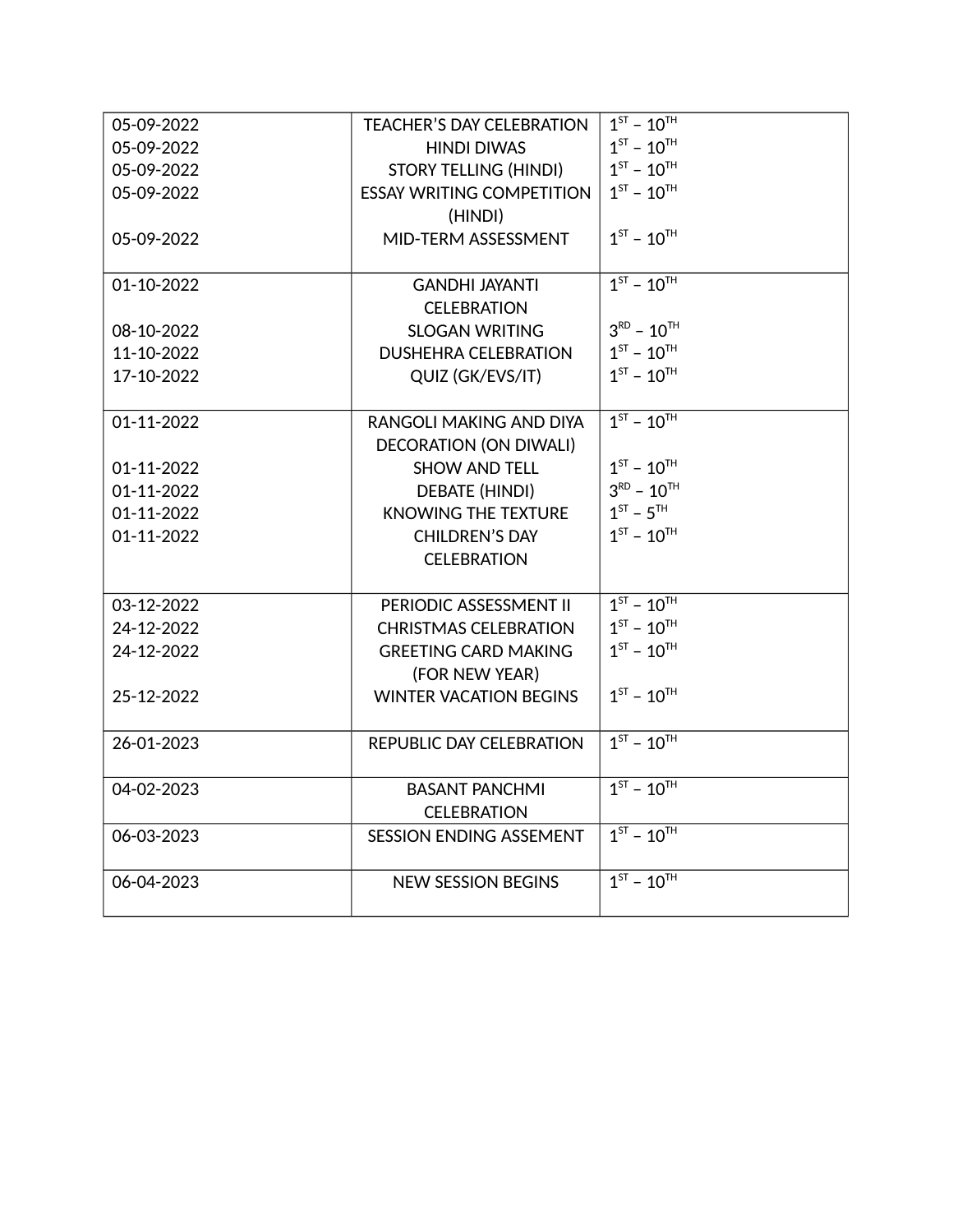| | | |
|---|---|---|
| 05-09-2022 | TEACHER'S DAY CELEBRATION | 1ST – 10TH |
| 05-09-2022 | HINDI DIWAS | 1ST – 10TH |
| 05-09-2022 | STORY TELLING (HINDI) | 1ST – 10TH |
| 05-09-2022 | ESSAY WRITING COMPETITION (HINDI) | 1ST – 10TH |
| 05-09-2022 | MID-TERM ASSESSMENT | 1ST – 10TH |
| 01-10-2022 | GANDHI JAYANTI CELEBRATION | 1ST – 10TH |
| 08-10-2022 | SLOGAN WRITING | 3RD – 10TH |
| 11-10-2022 | DUSHEHRA CELEBRATION | 1ST – 10TH |
| 17-10-2022 | QUIZ (GK/EVS/IT) | 1ST – 10TH |
| 01-11-2022 | RANGOLI MAKING AND DIYA DECORATION (ON DIWALI) | 1ST – 10TH |
| 01-11-2022 | SHOW AND TELL | 1ST – 10TH |
| 01-11-2022 | DEBATE (HINDI) | 3RD – 10TH |
| 01-11-2022 | KNOWING THE TEXTURE | 1ST – 5TH |
| 01-11-2022 | CHILDREN'S DAY CELEBRATION | 1ST – 10TH |
| 03-12-2022 | PERIODIC ASSESSMENT II | 1ST – 10TH |
| 24-12-2022 | CHRISTMAS CELEBRATION | 1ST – 10TH |
| 24-12-2022 | GREETING CARD MAKING (FOR NEW YEAR) | 1ST – 10TH |
| 25-12-2022 | WINTER VACATION BEGINS | 1ST – 10TH |
| 26-01-2023 | REPUBLIC DAY CELEBRATION | 1ST – 10TH |
| 04-02-2023 | BASANT PANCHMI CELEBRATION | 1ST – 10TH |
| 06-03-2023 | SESSION ENDING ASSEMENT | 1ST – 10TH |
| 06-04-2023 | NEW SESSION BEGINS | 1ST – 10TH |